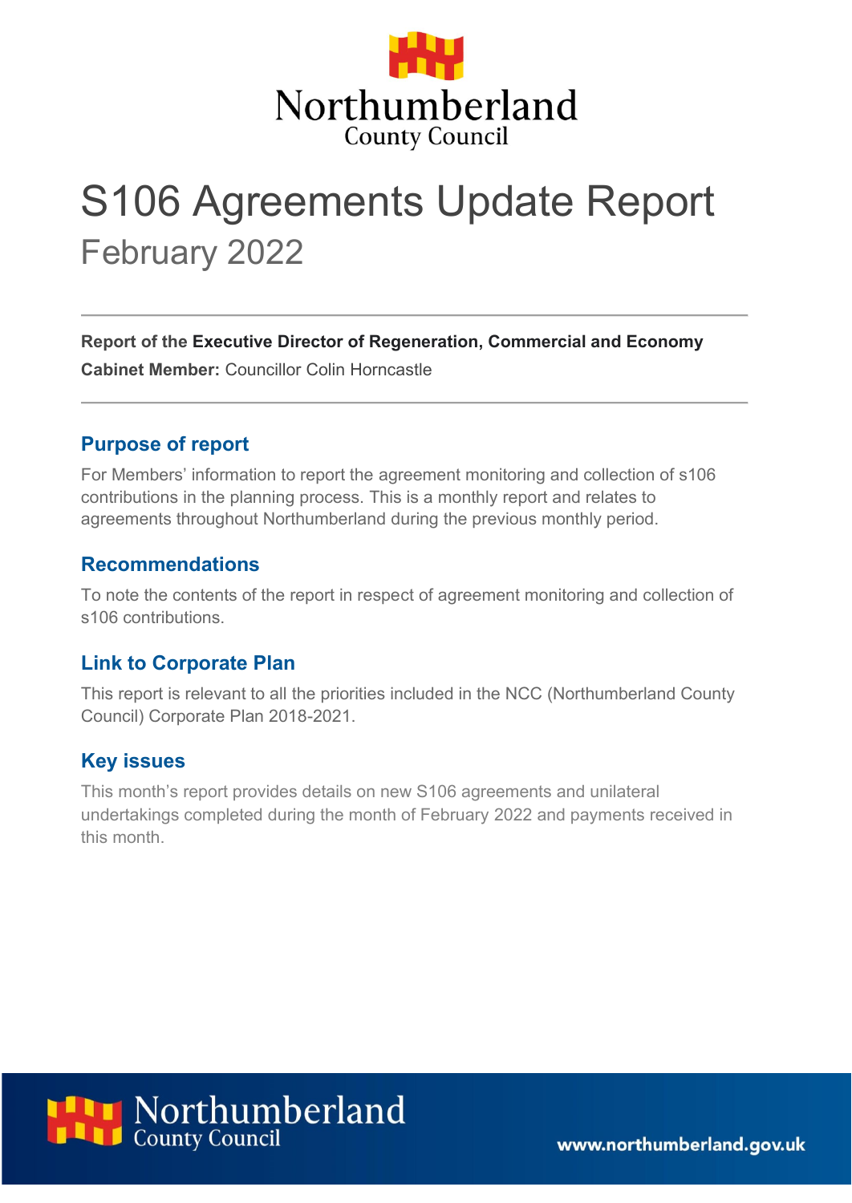Northumberland
County Council

# S106 Agreements Update Report

## February 2022

**Report of the Executive Director of Regeneration, Commercial and Economy**

**Cabinet Member:** Councillor Colin Horncastle

### Purpose of report

For Members' information to report the agreement monitoring and collection of s106 contributions in the planning process. This is a monthly report and relates to agreements throughout Northumberland during the previous monthly period.

### Recommendations

To note the contents of the report in respect of agreement monitoring and collection of s106 contributions.

### Link to Corporate Plan

This report is relevant to all the priorities included in the NCC (Northumberland County Council) Corporate Plan 2018-2021.

### Key issues

This month's report provides details on new S106 agreements and unilateral undertakings completed during the month of February 2022 and payments received in this month.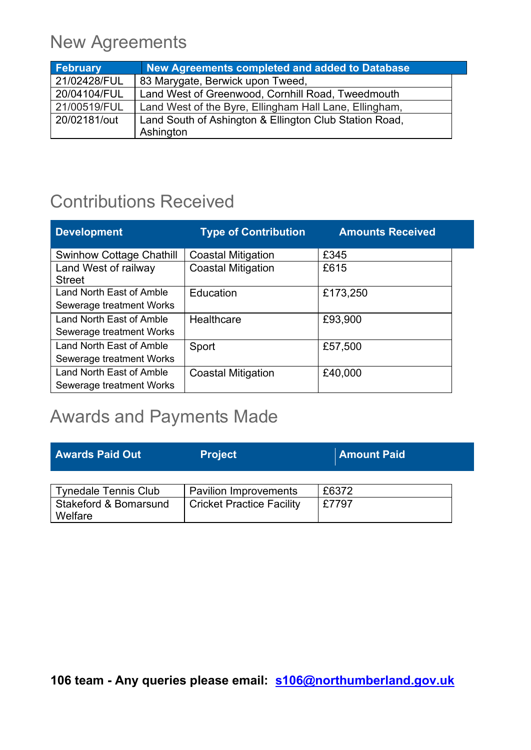## New Agreements

| February | New Agreements completed and added to Database |
|---|---|
| 21/02428/FUL | 83 Marygate, Berwick upon Tweed, |
| 20/04104/FUL | Land West of Greenwood, Cornhill Road, Tweedmouth |
| 21/00519/FUL | Land West of the Byre, Ellingham Hall Lane, Ellingham, |
| 20/02181/out | Land South of Ashington & Ellington Club Station Road, Ashington |

## Contributions Received

| Development | Type of Contribution | Amounts Received |
|---|---|---|
| Swinhow Cottage Chathill | Coastal Mitigation | £345 |
| Land West of railway Street | Coastal Mitigation | £615 |
| Land North East of Amble Sewerage treatment Works | Education | £173,250 |
| Land North East of Amble Sewerage treatment Works | Healthcare | £93,900 |
| Land North East of Amble Sewerage treatment Works | Sport | £57,500 |
| Land North East of Amble Sewerage treatment Works | Coastal Mitigation | £40,000 |

## Awards and Payments Made

| Awards Paid Out | Project | Amount Paid |
|---|---|---|
| Tynedale Tennis Club | Pavilion Improvements | £6372 |
| Stakeford & Bomarsund Welfare | Cricket Practice Facility | £7797 |

**106 team - Any queries please email: s106@northumberland.gov.uk**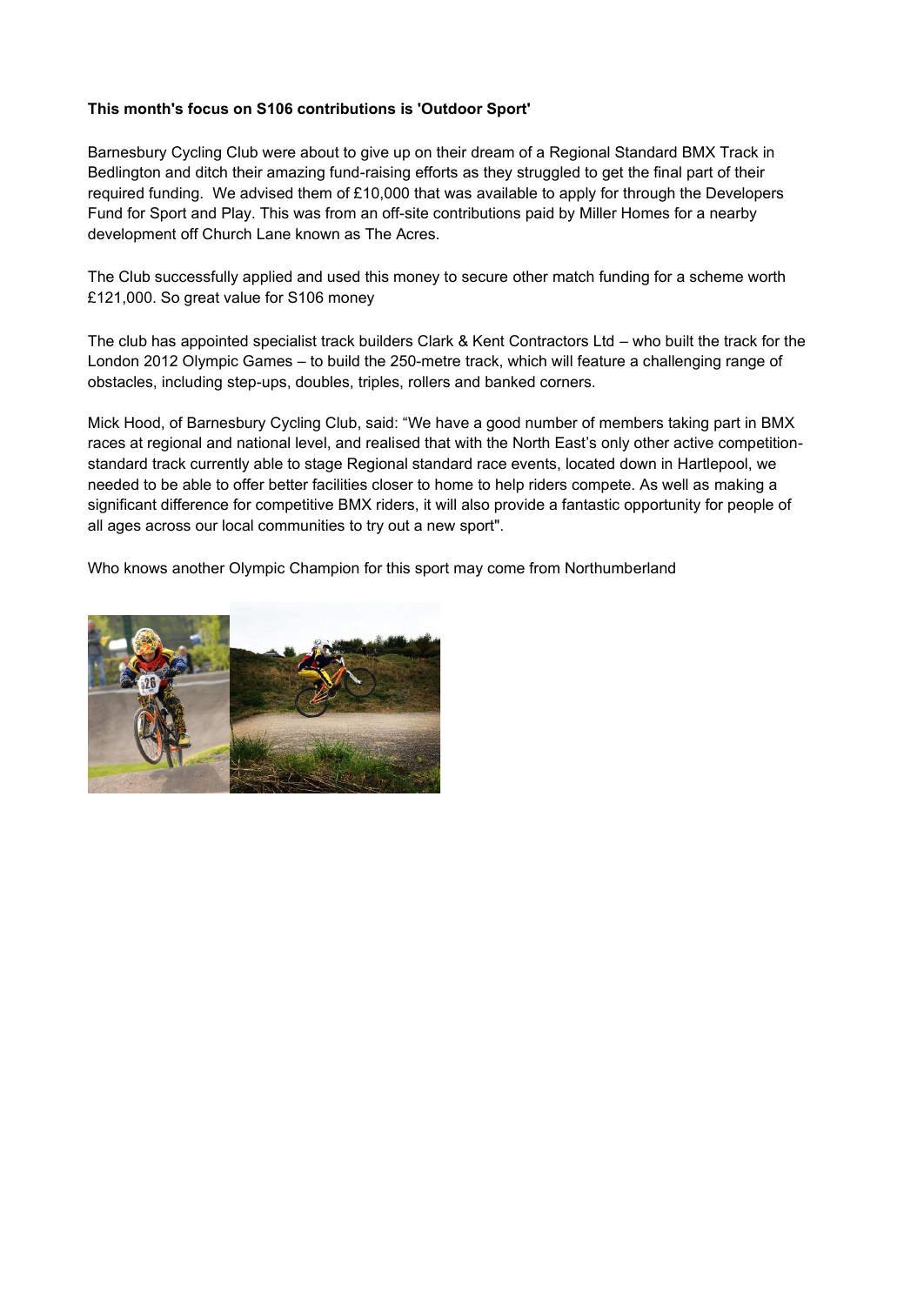**This month's focus on S106 contributions is 'Outdoor Sport'**

Barnesbury Cycling Club were about to give up on their dream of a Regional Standard BMX Track in Bedlington and ditch their amazing fund-raising efforts as they struggled to get the final part of their required funding. We advised them of £10,000 that was available to apply for through the Developers Fund for Sport and Play. This was from an off-site contributions paid by Miller Homes for a nearby development off Church Lane known as The Acres.

The Club successfully applied and used this money to secure other match funding for a scheme worth £121,000. So great value for S106 money

The club has appointed specialist track builders Clark & Kent Contractors Ltd – who built the track for the London 2012 Olympic Games – to build the 250-metre track, which will feature a challenging range of obstacles, including step-ups, doubles, triples, rollers and banked corners.

Mick Hood, of Barnesbury Cycling Club, said: "We have a good number of members taking part in BMX races at regional and national level, and realised that with the North East's only other active competition-standard track currently able to stage Regional standard race events, located down in Hartlepool, we needed to be able to offer better facilities closer to home to help riders compete. As well as making a significant difference for competitive BMX riders, it will also provide a fantastic opportunity for people of all ages across our local communities to try out a new sport".

Who knows another Olympic Champion for this sport may come from Northumberland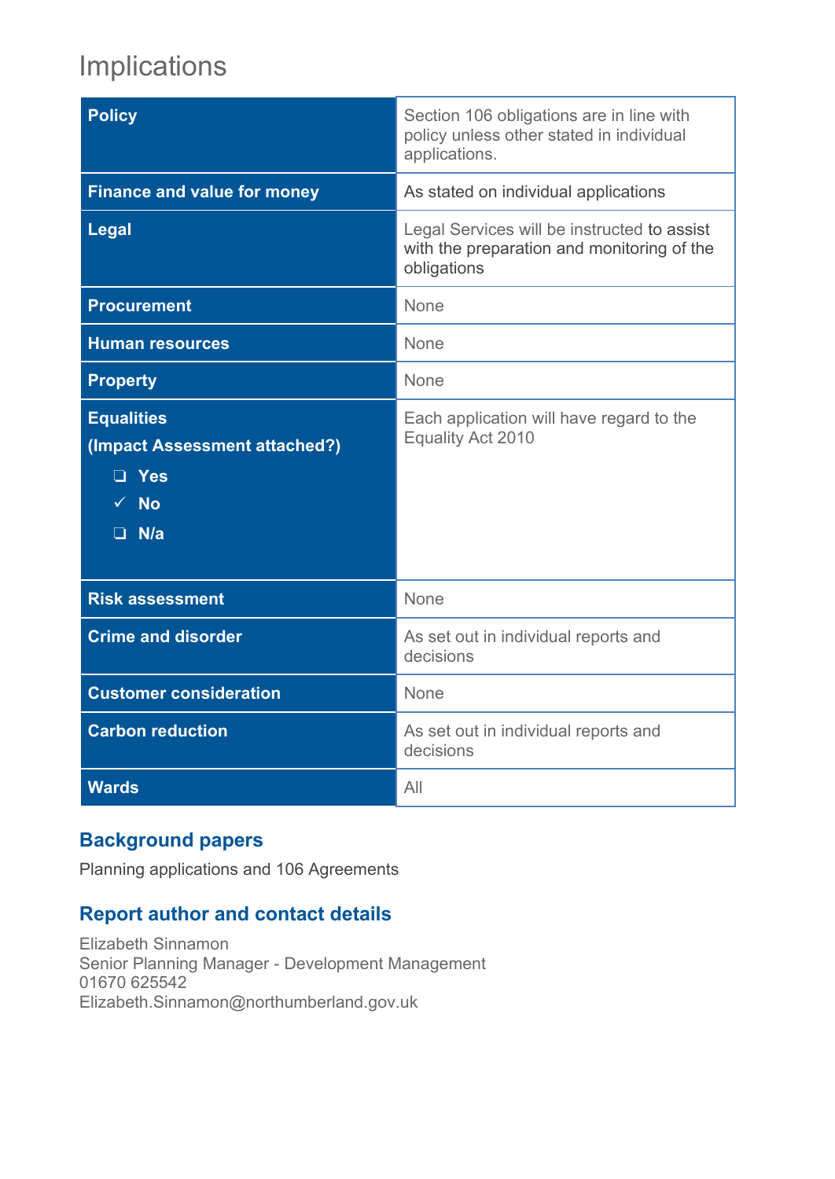# Implications

| | |
|---|---|
| **Policy** | Section 106 obligations are in line with policy unless other stated in individual applications. |
| **Finance and value for money** | As stated on individual applications |
| **Legal** | Legal Services will be instructed to assist with the preparation and monitoring of the obligations |
| **Procurement** | None |
| **Human resources** | None |
| **Property** | None |
| **Equalities** **(Impact Assessment attached?)** ❑ **Yes** ✓ **No** ❑ **N/a** | Each application will have regard to the Equality Act 2010 |
| **Risk assessment** | None |
| **Crime and disorder** | As set out in individual reports and decisions |
| **Customer consideration** | None |
| **Carbon reduction** | As set out in individual reports and decisions |
| **Wards** | All |

## Background papers

Planning applications and 106 Agreements

## Report author and contact details

Elizabeth Sinnamon
Senior Planning Manager - Development Management
01670 625542
Elizabeth.Sinnamon@northumberland.gov.uk